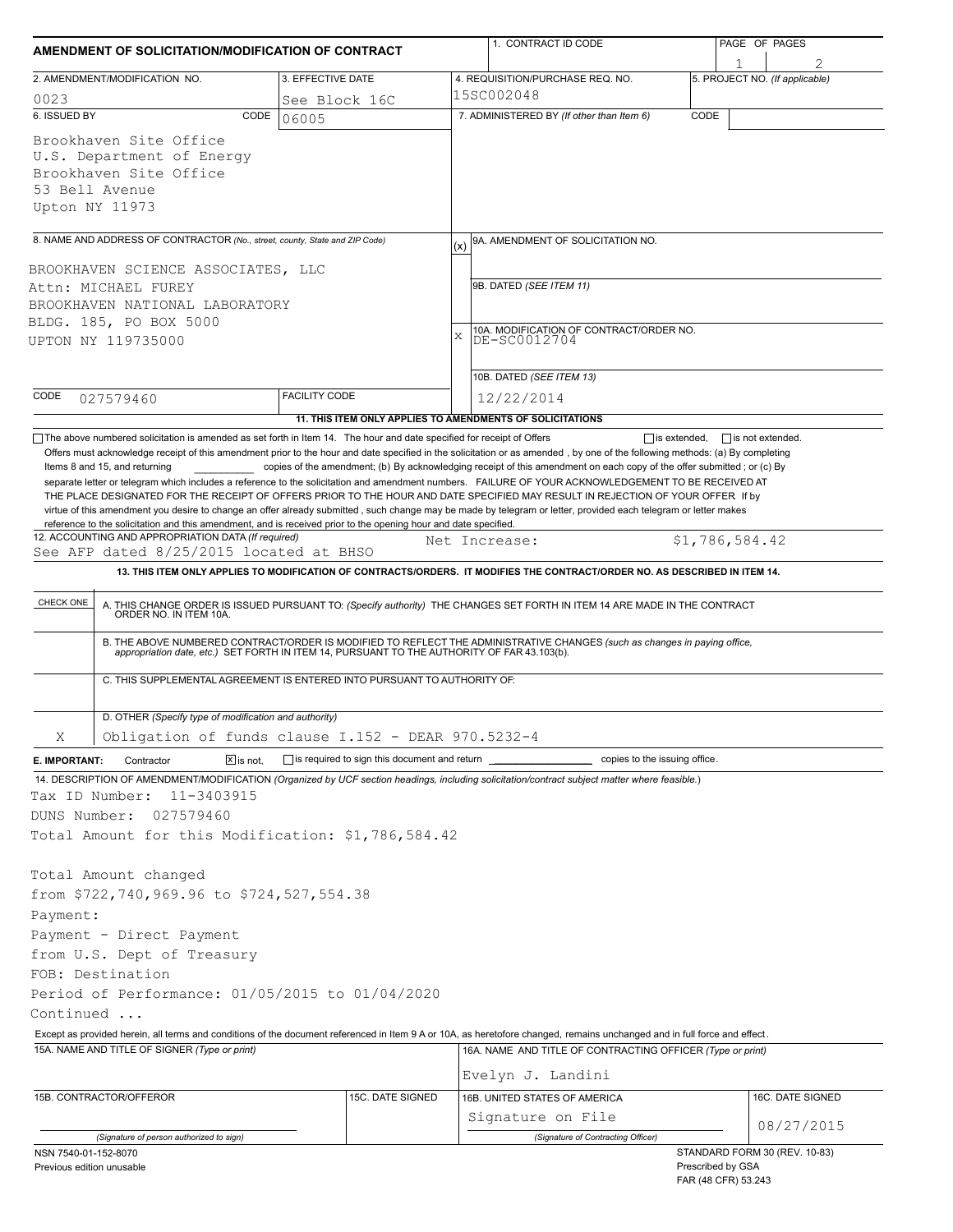# AMENDMENT OF SOLICITATION/MODIFICATION OF CONTRACT

| 1. CONTRACT ID CODE | PAGE OF PAGES |
|---|---|
| | 1 / 2 |

| 2. AMENDMENT/MODIFICATION NO. | 3. EFFECTIVE DATE | 4. REQUISITION/PURCHASE REQ. NO. | 5. PROJECT NO. (If applicable) |
|---|---|---|---|
| 0023 | See Block 16C | 15SC002048 | |

**6. ISSUED BY** CODE 06005

Brookhaven Site Office
U.S. Department of Energy
Brookhaven Site Office
53 Bell Avenue
Upton NY 11973

**7. ADMINISTERED BY** *(If other than Item 6)* CODE

**8. NAME AND ADDRESS OF CONTRACTOR** *(No., street, county, State and ZIP Code)*

BROOKHAVEN SCIENCE ASSOCIATES, LLC
Attn: MICHAEL FUREY
BROOKHAVEN NATIONAL LABORATORY
BLDG. 185, PO BOX 5000
UPTON NY 119735000

CODE 027579460 FACILITY CODE

(x) 9A. AMENDMENT OF SOLICITATION NO.

9B. DATED *(SEE ITEM 11)*

X 10A. MODIFICATION OF CONTRACT/ORDER NO.
DE-SC0012704

10B. DATED *(SEE ITEM 13)*
12/22/2014

**11. THIS ITEM ONLY APPLIES TO AMENDMENTS OF SOLICITATIONS**

☐ The above numbered solicitation is amended as set forth in Item 14. The hour and date specified for receipt of Offers ☐ is extended, ☐ is not extended.

Offers must acknowledge receipt of this amendment prior to the hour and date specified in the solicitation or as amended , by one of the following methods: (a) By completing Items 8 and 15, and returning __________ copies of the amendment; (b) By acknowledging receipt of this amendment on each copy of the offer submitted ; or (c) By separate letter or telegram which includes a reference to the solicitation and amendment numbers. FAILURE OF YOUR ACKNOWLEDGEMENT TO BE RECEIVED AT THE PLACE DESIGNATED FOR THE RECEIPT OF OFFERS PRIOR TO THE HOUR AND DATE SPECIFIED MAY RESULT IN REJECTION OF YOUR OFFER If by virtue of this amendment you desire to change an offer already submitted , such change may be made by telegram or letter, provided each telegram or letter makes reference to the solicitation and this amendment, and is received prior to the opening hour and date specified.

**12. ACCOUNTING AND APPROPRIATION DATA** *(If required)*
See AFP dated 8/25/2015 located at BHSO    Net Increase:    $1,786,584.42

**13. THIS ITEM ONLY APPLIES TO MODIFICATION OF CONTRACTS/ORDERS. IT MODIFIES THE CONTRACT/ORDER NO. AS DESCRIBED IN ITEM 14.**

| CHECK ONE | |
|---|---|
| | A. THIS CHANGE ORDER IS ISSUED PURSUANT TO: *(Specify authority)* THE CHANGES SET FORTH IN ITEM 14 ARE MADE IN THE CONTRACT ORDER NO. IN ITEM 10A. |
| | B. THE ABOVE NUMBERED CONTRACT/ORDER IS MODIFIED TO REFLECT THE ADMINISTRATIVE CHANGES *(such as changes in paying office, appropriation date, etc.)* SET FORTH IN ITEM 14, PURSUANT TO THE AUTHORITY OF FAR 43.103(b). |
| | C. THIS SUPPLEMENTAL AGREEMENT IS ENTERED INTO PURSUANT TO AUTHORITY OF: |
| X | D. OTHER *(Specify type of modification and authority)* Obligation of funds clause I.152 - DEAR 970.5232-4 |

**E. IMPORTANT:** Contractor ☒ is not, ☐ is required to sign this document and return __________ copies to the issuing office.

**14. DESCRIPTION OF AMENDMENT/MODIFICATION** *(Organized by UCF section headings, including solicitation/contract subject matter where feasible.)*

Tax ID Number: 11-3403915
DUNS Number: 027579460
Total Amount for this Modification: $1,786,584.42

Total Amount changed
from $722,740,969.96 to $724,527,554.38
Payment:
Payment - Direct Payment
from U.S. Dept of Treasury
FOB: Destination
Period of Performance: 01/05/2015 to 01/04/2020
Continued ...

Except as provided herein, all terms and conditions of the document referenced in Item 9 A or 10A, as heretofore changed, remains unchanged and in full force and effect.

| 15A. NAME AND TITLE OF SIGNER (Type or print) | | 16A. NAME AND TITLE OF CONTRACTING OFFICER (Type or print) | |
|---|---|---|---|
| | | Evelyn J. Landini | |
| 15B. CONTRACTOR/OFFEROR | 15C. DATE SIGNED | 16B. UNITED STATES OF AMERICA | 16C. DATE SIGNED |
| (Signature of person authorized to sign) | | Signature on File (Signature of Contracting Officer) | 08/27/2015 |

NSN 7540-01-152-8070
Previous edition unusable

STANDARD FORM 30 (REV. 10-83)
Prescribed by GSA
FAR (48 CFR) 53.243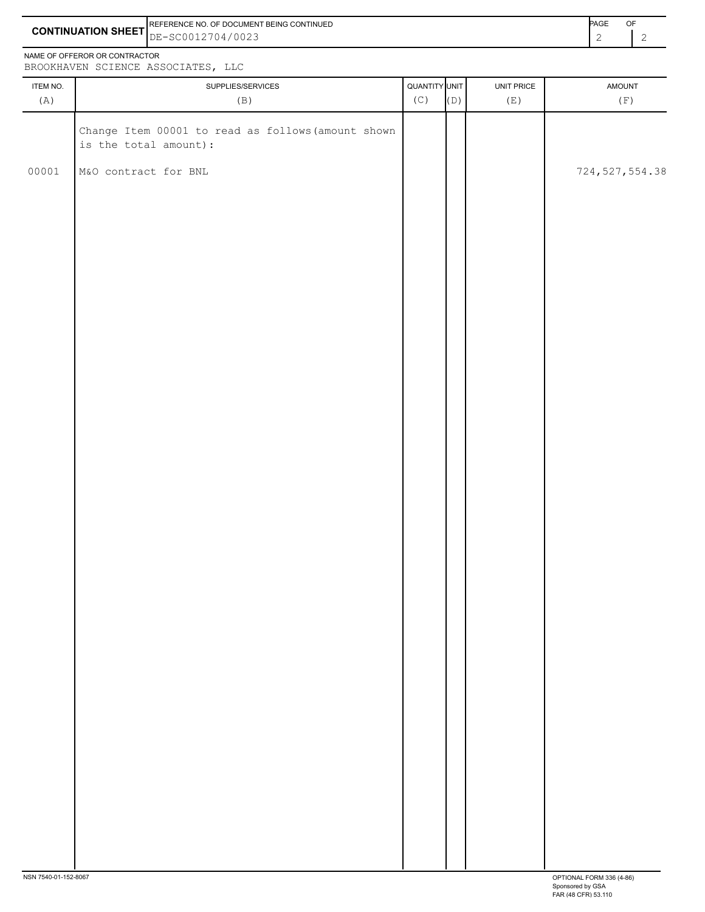**CONTINUATION SHEET**

REFERENCE NO. OF DOCUMENT BEING CONTINUED
DE-SC0012704/0023

NAME OF OFFEROR OR CONTRACTOR
BROOKHAVEN SCIENCE ASSOCIATES, LLC

| ITEM NO. (A) | SUPPLIES/SERVICES (B) | QUANTITY (C) | UNIT (D) | UNIT PRICE (E) | AMOUNT (F) |
|---|---|---|---|---|---|
| | Change Item 00001 to read as follows(amount shown is the total amount): | | | | |
| 00001 | M&O contract for BNL | | | | 724,527,554.38 |

NSN 7540-01-152-8067

OPTIONAL FORM 336 (4-86)
Sponsored by GSA
FAR (48 CFR) 53.110